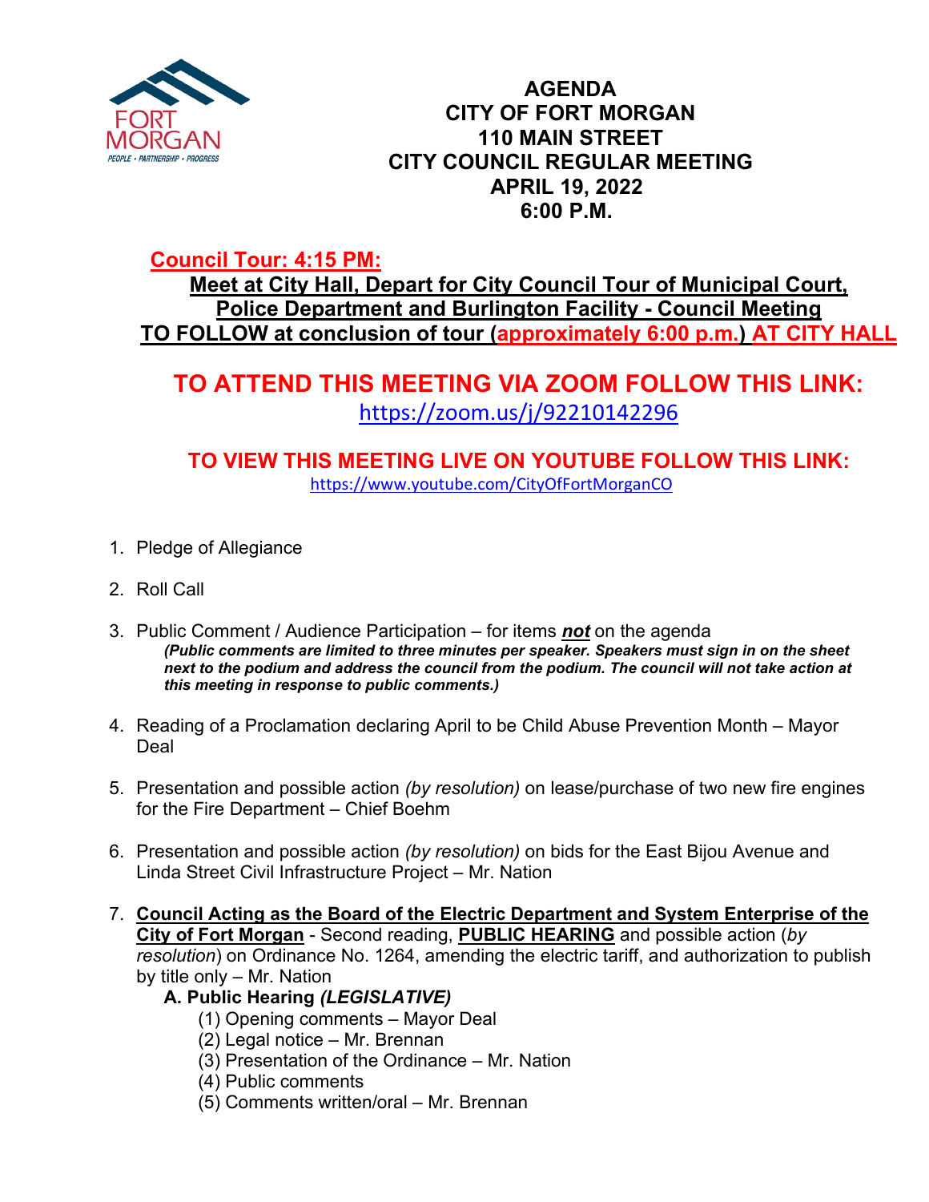FORT MORGAN
PEOPLE • PARTNERSHIP • PROGRESS

# AGENDA
# CITY OF FORT MORGAN
# 110 MAIN STREET
# CITY COUNCIL REGULAR MEETING
# APRIL 19, 2022
# 6:00 P.M.

**Council Tour: 4:15 PM:**

**Meet at City Hall, Depart for City Council Tour of Municipal Court, Police Department and Burlington Facility - Council Meeting TO FOLLOW at conclusion of tour (approximately 6:00 p.m.) AT CITY HALL**

## TO ATTEND THIS MEETING VIA ZOOM FOLLOW THIS LINK:

https://zoom.us/j/92210142296

## TO VIEW THIS MEETING LIVE ON YOUTUBE FOLLOW THIS LINK:

https://www.youtube.com/CityOfFortMorganCO

1. Pledge of Allegiance

2. Roll Call

3. Public Comment / Audience Participation – for items ***not*** on the agenda
   ***(Public comments are limited to three minutes per speaker. Speakers must sign in on the sheet next to the podium and address the council from the podium. The council will not take action at this meeting in response to public comments.)***

4. Reading of a Proclamation declaring April to be Child Abuse Prevention Month – Mayor Deal

5. Presentation and possible action *(by resolution)* on lease/purchase of two new fire engines for the Fire Department – Chief Boehm

6. Presentation and possible action *(by resolution)* on bids for the East Bijou Avenue and Linda Street Civil Infrastructure Project – Mr. Nation

7. **Council Acting as the Board of the Electric Department and System Enterprise of the City of Fort Morgan** - Second reading, **PUBLIC HEARING** and possible action (*by resolution*) on Ordinance No. 1264, amending the electric tariff, and authorization to publish by title only – Mr. Nation
   **A. Public Hearing *(LEGISLATIVE)***
      (1) Opening comments – Mayor Deal
      (2) Legal notice – Mr. Brennan
      (3) Presentation of the Ordinance – Mr. Nation
      (4) Public comments
      (5) Comments written/oral – Mr. Brennan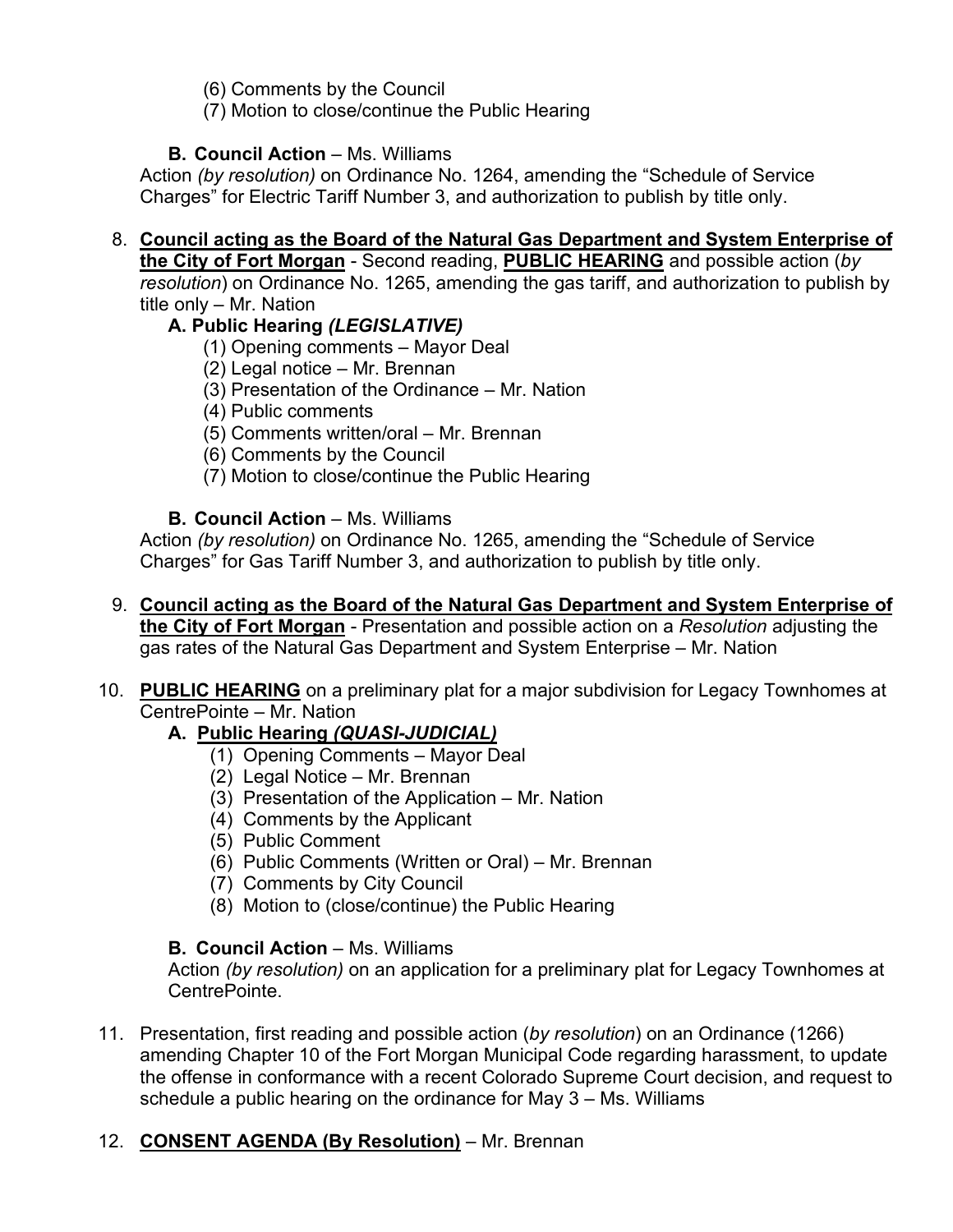(6) Comments by the Council
(7) Motion to close/continue the Public Hearing

**B. Council Action** – Ms. Williams
Action *(by resolution)* on Ordinance No. 1264, amending the "Schedule of Service Charges" for Electric Tariff Number 3, and authorization to publish by title only.

8. **<u>Council acting as the Board of the Natural Gas Department and System Enterprise of the City of Fort Morgan</u>** - Second reading, **<u>PUBLIC HEARING</u>** and possible action (*by resolution*) on Ordinance No. 1265, amending the gas tariff, and authorization to publish by title only – Mr. Nation

   **A. Public Hearing *(LEGISLATIVE)***
   (1) Opening comments – Mayor Deal
   (2) Legal notice – Mr. Brennan
   (3) Presentation of the Ordinance – Mr. Nation
   (4) Public comments
   (5) Comments written/oral – Mr. Brennan
   (6) Comments by the Council
   (7) Motion to close/continue the Public Hearing

   **B. Council Action** – Ms. Williams
   Action *(by resolution)* on Ordinance No. 1265, amending the "Schedule of Service Charges" for Gas Tariff Number 3, and authorization to publish by title only.

9. **<u>Council acting as the Board of the Natural Gas Department and System Enterprise of the City of Fort Morgan</u>** - Presentation and possible action on a *Resolution* adjusting the gas rates of the Natural Gas Department and System Enterprise – Mr. Nation

10. **<u>PUBLIC HEARING</u>** on a preliminary plat for a major subdivision for Legacy Townhomes at CentrePointe – Mr. Nation

    **A. <u>Public Hearing *(QUASI-JUDICIAL)*</u>**
    (1) Opening Comments – Mayor Deal
    (2) Legal Notice – Mr. Brennan
    (3) Presentation of the Application – Mr. Nation
    (4) Comments by the Applicant
    (5) Public Comment
    (6) Public Comments (Written or Oral) – Mr. Brennan
    (7) Comments by City Council
    (8) Motion to (close/continue) the Public Hearing

    **B. Council Action** – Ms. Williams
    Action *(by resolution)* on an application for a preliminary plat for Legacy Townhomes at CentrePointe.

11. Presentation, first reading and possible action (*by resolution*) on an Ordinance (1266) amending Chapter 10 of the Fort Morgan Municipal Code regarding harassment, to update the offense in conformance with a recent Colorado Supreme Court decision, and request to schedule a public hearing on the ordinance for May 3 – Ms. Williams

12. **<u>CONSENT AGENDA (By Resolution)</u>** – Mr. Brennan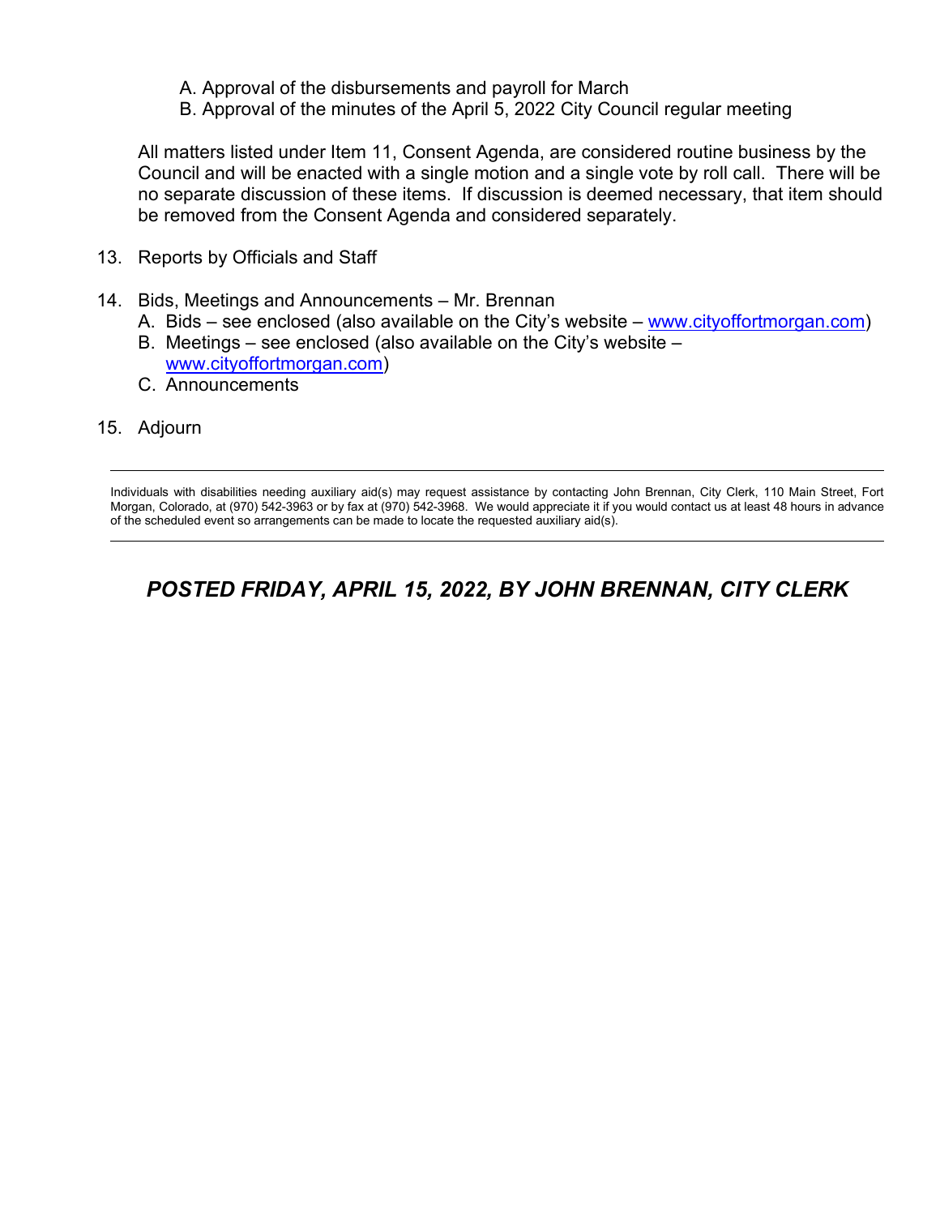A. Approval of the disbursements and payroll for March
B. Approval of the minutes of the April 5, 2022 City Council regular meeting

All matters listed under Item 11, Consent Agenda, are considered routine business by the Council and will be enacted with a single motion and a single vote by roll call. There will be no separate discussion of these items. If discussion is deemed necessary, that item should be removed from the Consent Agenda and considered separately.

13. Reports by Officials and Staff

14. Bids, Meetings and Announcements – Mr. Brennan
    A. Bids – see enclosed (also available on the City's website – www.cityoffortmorgan.com)
    B. Meetings – see enclosed (also available on the City's website – www.cityoffortmorgan.com)
    C. Announcements

15. Adjourn

---

Individuals with disabilities needing auxiliary aid(s) may request assistance by contacting John Brennan, City Clerk, 110 Main Street, Fort Morgan, Colorado, at (970) 542-3963 or by fax at (970) 542-3968. We would appreciate it if you would contact us at least 48 hours in advance of the scheduled event so arrangements can be made to locate the requested auxiliary aid(s).

---

***POSTED FRIDAY, APRIL 15, 2022, BY JOHN BRENNAN, CITY CLERK***